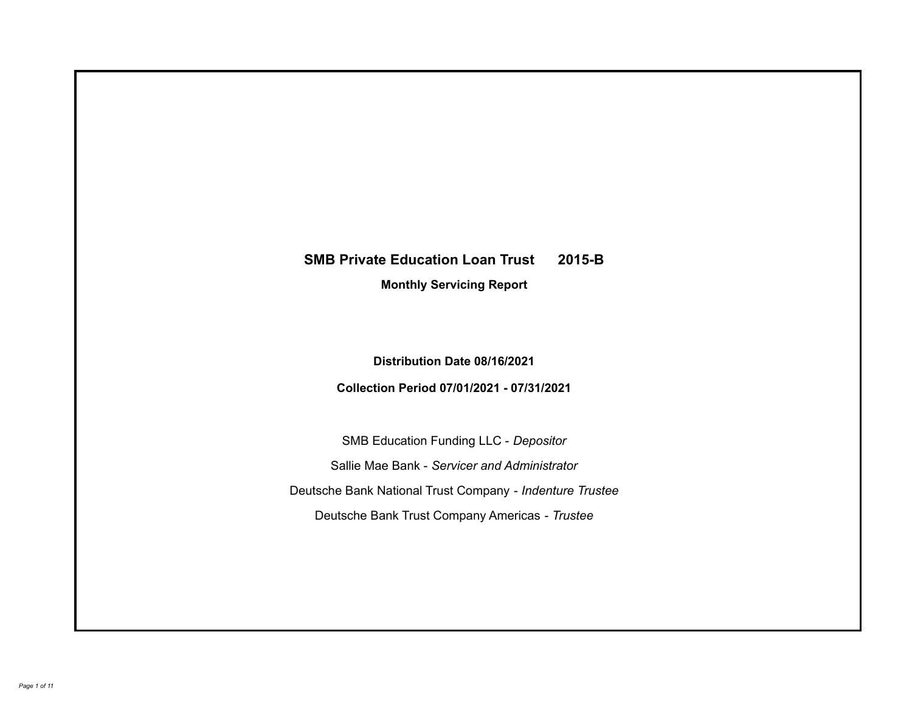# SMB Private Education Loan Trust 2015-B

## Monthly Servicing Report

**Distribution Date 08/16/2021**

**Collection Period 07/01/2021 - 07/31/2021**

SMB Education Funding LLC - *Depositor*

Sallie Mae Bank - *Servicer and Administrator*

Deutsche Bank National Trust Company - *Indenture Trustee*

Deutsche Bank Trust Company Americas - *Trustee*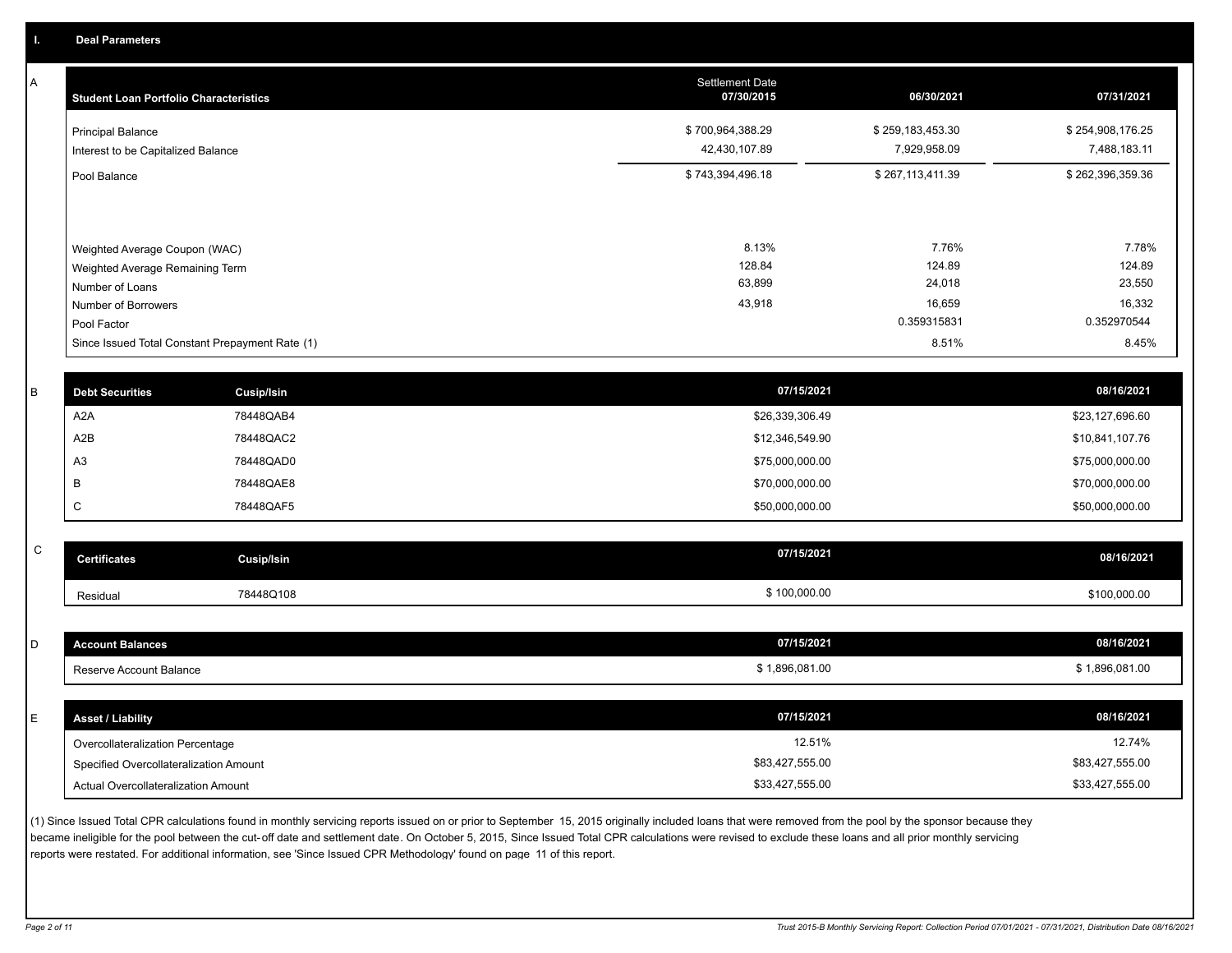## I. Deal Parameters

### A

| Student Loan Portfolio Characteristics | Settlement Date 07/30/2015 | 06/30/2021 | 07/31/2021 |
|---|---|---|---|
| Principal Balance | $ 700,964,388.29 | $ 259,183,453.30 | $ 254,908,176.25 |
| Interest to be Capitalized Balance | 42,430,107.89 | 7,929,958.09 | 7,488,183.11 |
| Pool Balance | $ 743,394,496.18 | $ 267,113,411.39 | $ 262,396,359.36 |
| Weighted Average Coupon (WAC) | 8.13% | 7.76% | 7.78% |
| Weighted Average Remaining Term | 128.84 | 124.89 | 124.89 |
| Number of Loans | 63,899 | 24,018 | 23,550 |
| Number of Borrowers | 43,918 | 16,659 | 16,332 |
| Pool Factor | | 0.359315831 | 0.352970544 |
| Since Issued Total Constant Prepayment Rate (1) | | 8.51% | 8.45% |

### B

| Debt Securities | Cusip/Isin | 07/15/2021 | 08/16/2021 |
|---|---|---|---|
| A2A | 78448QAB4 | $26,339,306.49 | $23,127,696.60 |
| A2B | 78448QAC2 | $12,346,549.90 | $10,841,107.76 |
| A3 | 78448QAD0 | $75,000,000.00 | $75,000,000.00 |
| B | 78448QAE8 | $70,000,000.00 | $70,000,000.00 |
| C | 78448QAF5 | $50,000,000.00 | $50,000,000.00 |

### C

| Certificates | Cusip/Isin | 07/15/2021 | 08/16/2021 |
|---|---|---|---|
| Residual | 78448Q108 | $ 100,000.00 | $100,000.00 |

### D

| Account Balances | 07/15/2021 | 08/16/2021 |
|---|---|---|
| Reserve Account Balance | $ 1,896,081.00 | $ 1,896,081.00 |

### E

| Asset / Liability | 07/15/2021 | 08/16/2021 |
|---|---|---|
| Overcollateralization Percentage | 12.51% | 12.74% |
| Specified Overcollateralization Amount | $83,427,555.00 | $83,427,555.00 |
| Actual Overcollateralization Amount | $33,427,555.00 | $33,427,555.00 |

(1) Since Issued Total CPR calculations found in monthly servicing reports issued on or prior to September 15, 2015 originally included loans that were removed from the pool by the sponsor because they became ineligible for the pool between the cut-off date and settlement date. On October 5, 2015, Since Issued Total CPR calculations were revised to exclude these loans and all prior monthly servicing reports were restated. For additional information, see 'Since Issued CPR Methodology' found on page 11 of this report.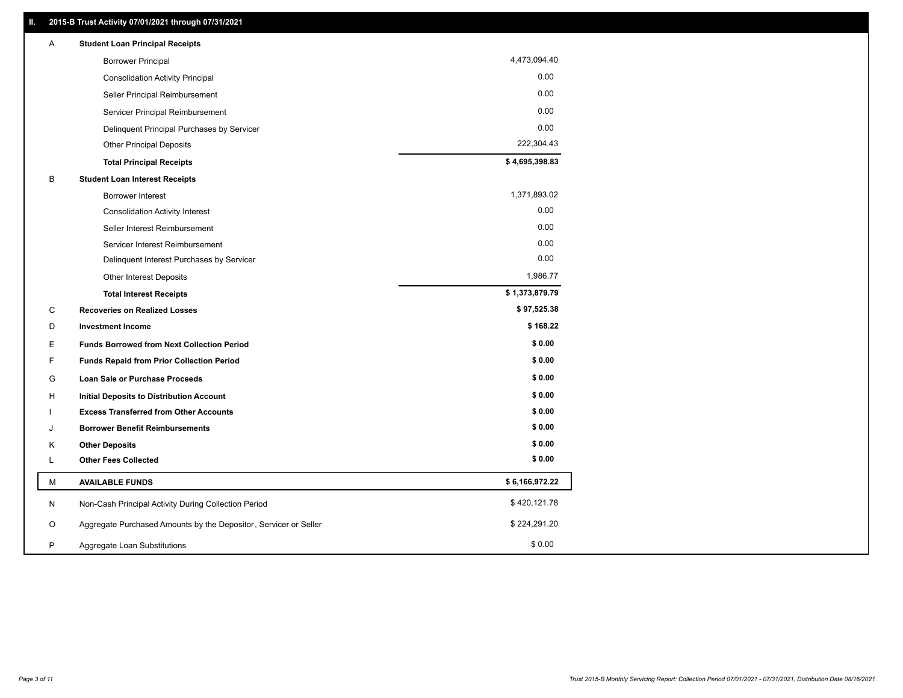## II. 2015-B Trust Activity 07/01/2021 through 07/31/2021

| | | |
|---|---|---|
| A | **Student Loan Principal Receipts** | |
| | Borrower Principal | 4,473,094.40 |
| | Consolidation Activity Principal | 0.00 |
| | Seller Principal Reimbursement | 0.00 |
| | Servicer Principal Reimbursement | 0.00 |
| | Delinquent Principal Purchases by Servicer | 0.00 |
| | Other Principal Deposits | 222,304.43 |
| | **Total Principal Receipts** | **$ 4,695,398.83** |
| B | **Student Loan Interest Receipts** | |
| | Borrower Interest | 1,371,893.02 |
| | Consolidation Activity Interest | 0.00 |
| | Seller Interest Reimbursement | 0.00 |
| | Servicer Interest Reimbursement | 0.00 |
| | Delinquent Interest Purchases by Servicer | 0.00 |
| | Other Interest Deposits | 1,986.77 |
| | **Total Interest Receipts** | **$ 1,373,879.79** |
| C | **Recoveries on Realized Losses** | **$ 97,525.38** |
| D | **Investment Income** | **$ 168.22** |
| E | **Funds Borrowed from Next Collection Period** | **$ 0.00** |
| F | **Funds Repaid from Prior Collection Period** | **$ 0.00** |
| G | **Loan Sale or Purchase Proceeds** | **$ 0.00** |
| H | **Initial Deposits to Distribution Account** | **$ 0.00** |
| I | **Excess Transferred from Other Accounts** | **$ 0.00** |
| J | **Borrower Benefit Reimbursements** | **$ 0.00** |
| K | **Other Deposits** | **$ 0.00** |
| L | **Other Fees Collected** | **$ 0.00** |
| M | **AVAILABLE FUNDS** | **$ 6,166,972.22** |
| N | Non-Cash Principal Activity During Collection Period | $ 420,121.78 |
| O | Aggregate Purchased Amounts by the Depositor, Servicer or Seller | $ 224,291.20 |
| P | Aggregate Loan Substitutions | $ 0.00 |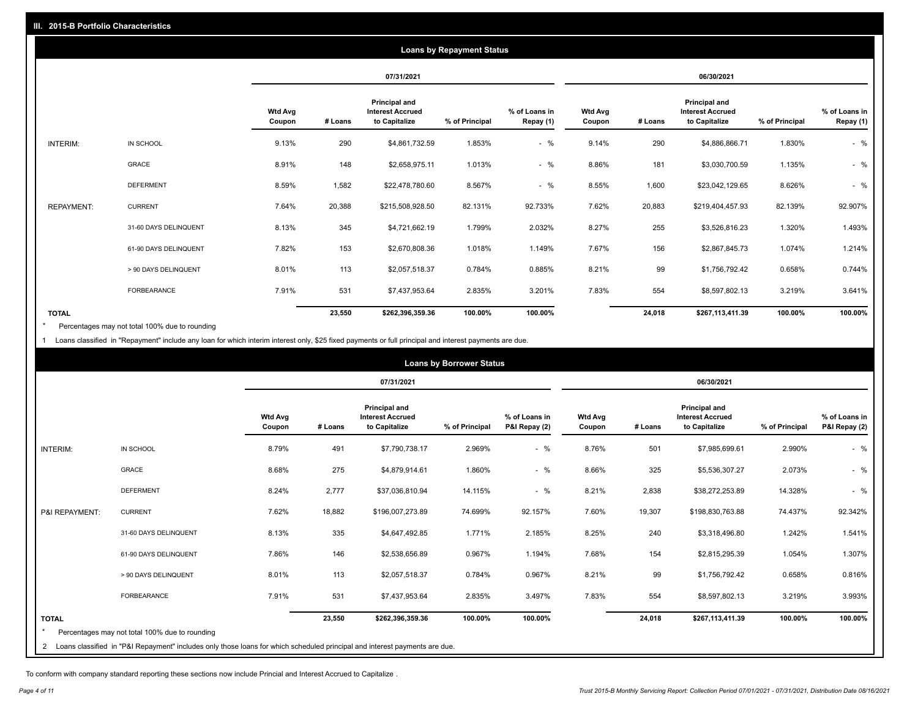## III. 2015-B Portfolio Characteristics

### Loans by Repayment Status

| | | 07/31/2021 | | | | | 06/30/2021 | | | | |
|---|---|---|---|---|---|---|---|---|---|---|---|
| | | Wtd Avg Coupon | # Loans | Principal and Interest Accrued to Capitalize | % of Principal | % of Loans in Repay (1) | Wtd Avg Coupon | # Loans | Principal and Interest Accrued to Capitalize | % of Principal | % of Loans in Repay (1) |
| INTERIM: | IN SCHOOL | 9.13% | 290 | $4,861,732.59 | 1.853% | - % | 9.14% | 290 | $4,886,866.71 | 1.830% | - % |
| | GRACE | 8.91% | 148 | $2,658,975.11 | 1.013% | - % | 8.86% | 181 | $3,030,700.59 | 1.135% | - % |
| | DEFERMENT | 8.59% | 1,582 | $22,478,780.60 | 8.567% | - % | 8.55% | 1,600 | $23,042,129.65 | 8.626% | - % |
| REPAYMENT: | CURRENT | 7.64% | 20,388 | $215,508,928.50 | 82.131% | 92.733% | 7.62% | 20,883 | $219,404,457.93 | 82.139% | 92.907% |
| | 31-60 DAYS DELINQUENT | 8.13% | 345 | $4,721,662.19 | 1.799% | 2.032% | 8.27% | 255 | $3,526,816.23 | 1.320% | 1.493% |
| | 61-90 DAYS DELINQUENT | 7.82% | 153 | $2,670,808.36 | 1.018% | 1.149% | 7.67% | 156 | $2,867,845.73 | 1.074% | 1.214% |
| | > 90 DAYS DELINQUENT | 8.01% | 113 | $2,057,518.37 | 0.784% | 0.885% | 8.21% | 99 | $1,756,792.42 | 0.658% | 0.744% |
| | FORBEARANCE | 7.91% | 531 | $7,437,953.64 | 2.835% | 3.201% | 7.83% | 554 | $8,597,802.13 | 3.219% | 3.641% |
| **TOTAL** | | | **23,550** | **$262,396,359.36** | **100.00%** | **100.00%** | | **24,018** | **$267,113,411.39** | **100.00%** | **100.00%** |

\* Percentages may not total 100% due to rounding

1 Loans classified in "Repayment" include any loan for which interim interest only, $25 fixed payments or full principal and interest payments are due.

### Loans by Borrower Status

| | | 07/31/2021 | | | | | 06/30/2021 | | | | |
|---|---|---|---|---|---|---|---|---|---|---|---|
| | | Wtd Avg Coupon | # Loans | Principal and Interest Accrued to Capitalize | % of Principal | % of Loans in P&I Repay (2) | Wtd Avg Coupon | # Loans | Principal and Interest Accrued to Capitalize | % of Principal | % of Loans in P&I Repay (2) |
| INTERIM: | IN SCHOOL | 8.79% | 491 | $7,790,738.17 | 2.969% | - % | 8.76% | 501 | $7,985,699.61 | 2.990% | - % |
| | GRACE | 8.68% | 275 | $4,879,914.61 | 1.860% | - % | 8.66% | 325 | $5,536,307.27 | 2.073% | - % |
| | DEFERMENT | 8.24% | 2,777 | $37,036,810.94 | 14.115% | - % | 8.21% | 2,838 | $38,272,253.89 | 14.328% | - % |
| P&I REPAYMENT: | CURRENT | 7.62% | 18,882 | $196,007,273.89 | 74.699% | 92.157% | 7.60% | 19,307 | $198,830,763.88 | 74.437% | 92.342% |
| | 31-60 DAYS DELINQUENT | 8.13% | 335 | $4,647,492.85 | 1.771% | 2.185% | 8.25% | 240 | $3,318,496.80 | 1.242% | 1.541% |
| | 61-90 DAYS DELINQUENT | 7.86% | 146 | $2,538,656.89 | 0.967% | 1.194% | 7.68% | 154 | $2,815,295.39 | 1.054% | 1.307% |
| | > 90 DAYS DELINQUENT | 8.01% | 113 | $2,057,518.37 | 0.784% | 0.967% | 8.21% | 99 | $1,756,792.42 | 0.658% | 0.816% |
| | FORBEARANCE | 7.91% | 531 | $7,437,953.64 | 2.835% | 3.497% | 7.83% | 554 | $8,597,802.13 | 3.219% | 3.993% |
| **TOTAL** | | | **23,550** | **$262,396,359.36** | **100.00%** | **100.00%** | | **24,018** | **$267,113,411.39** | **100.00%** | **100.00%** |

\* Percentages may not total 100% due to rounding

2 Loans classified in "P&I Repayment" includes only those loans for which scheduled principal and interest payments are due.

To conform with company standard reporting these sections now include Princial and Interest Accrued to Capitalize .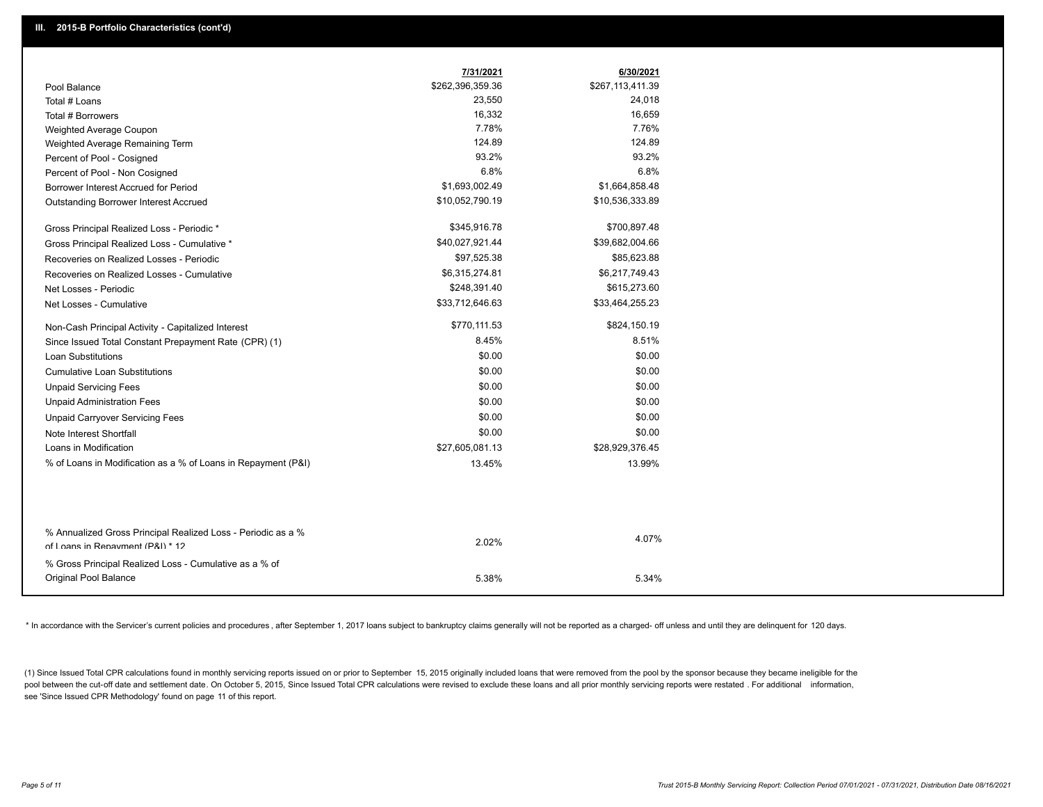## III. 2015-B Portfolio Characteristics (cont'd)

| | 7/31/2021 | 6/30/2021 |
|---|---|---|
| Pool Balance | $262,396,359.36 | $267,113,411.39 |
| Total # Loans | 23,550 | 24,018 |
| Total # Borrowers | 16,332 | 16,659 |
| Weighted Average Coupon | 7.78% | 7.76% |
| Weighted Average Remaining Term | 124.89 | 124.89 |
| Percent of Pool - Cosigned | 93.2% | 93.2% |
| Percent of Pool - Non Cosigned | 6.8% | 6.8% |
| Borrower Interest Accrued for Period | $1,693,002.49 | $1,664,858.48 |
| Outstanding Borrower Interest Accrued | $10,052,790.19 | $10,536,333.89 |
| Gross Principal Realized Loss - Periodic * | $345,916.78 | $700,897.48 |
| Gross Principal Realized Loss - Cumulative * | $40,027,921.44 | $39,682,004.66 |
| Recoveries on Realized Losses - Periodic | $97,525.38 | $85,623.88 |
| Recoveries on Realized Losses - Cumulative | $6,315,274.81 | $6,217,749.43 |
| Net Losses - Periodic | $248,391.40 | $615,273.60 |
| Net Losses - Cumulative | $33,712,646.63 | $33,464,255.23 |
| Non-Cash Principal Activity - Capitalized Interest | $770,111.53 | $824,150.19 |
| Since Issued Total Constant Prepayment Rate (CPR) (1) | 8.45% | 8.51% |
| Loan Substitutions | $0.00 | $0.00 |
| Cumulative Loan Substitutions | $0.00 | $0.00 |
| Unpaid Servicing Fees | $0.00 | $0.00 |
| Unpaid Administration Fees | $0.00 | $0.00 |
| Unpaid Carryover Servicing Fees | $0.00 | $0.00 |
| Note Interest Shortfall | $0.00 | $0.00 |
| Loans in Modification | $27,605,081.13 | $28,929,376.45 |
| % of Loans in Modification as a % of Loans in Repayment (P&I) | 13.45% | 13.99% |
| % Annualized Gross Principal Realized Loss - Periodic as a % of Loans in Repayment (P&I) * 12 | 2.02% | 4.07% |
| % Gross Principal Realized Loss - Cumulative as a % of Original Pool Balance | 5.38% | 5.34% |

* In accordance with the Servicer's current policies and procedures , after September 1, 2017 loans subject to bankruptcy claims generally will not be reported as a charged- off unless and until they are delinquent for 120 days.

(1) Since Issued Total CPR calculations found in monthly servicing reports issued on or prior to September 15, 2015 originally included loans that were removed from the pool by the sponsor because they became ineligible for the pool between the cut-off date and settlement date. On October 5, 2015, Since Issued Total CPR calculations were revised to exclude these loans and all prior monthly servicing reports were restated . For additional information, see 'Since Issued CPR Methodology' found on page 11 of this report.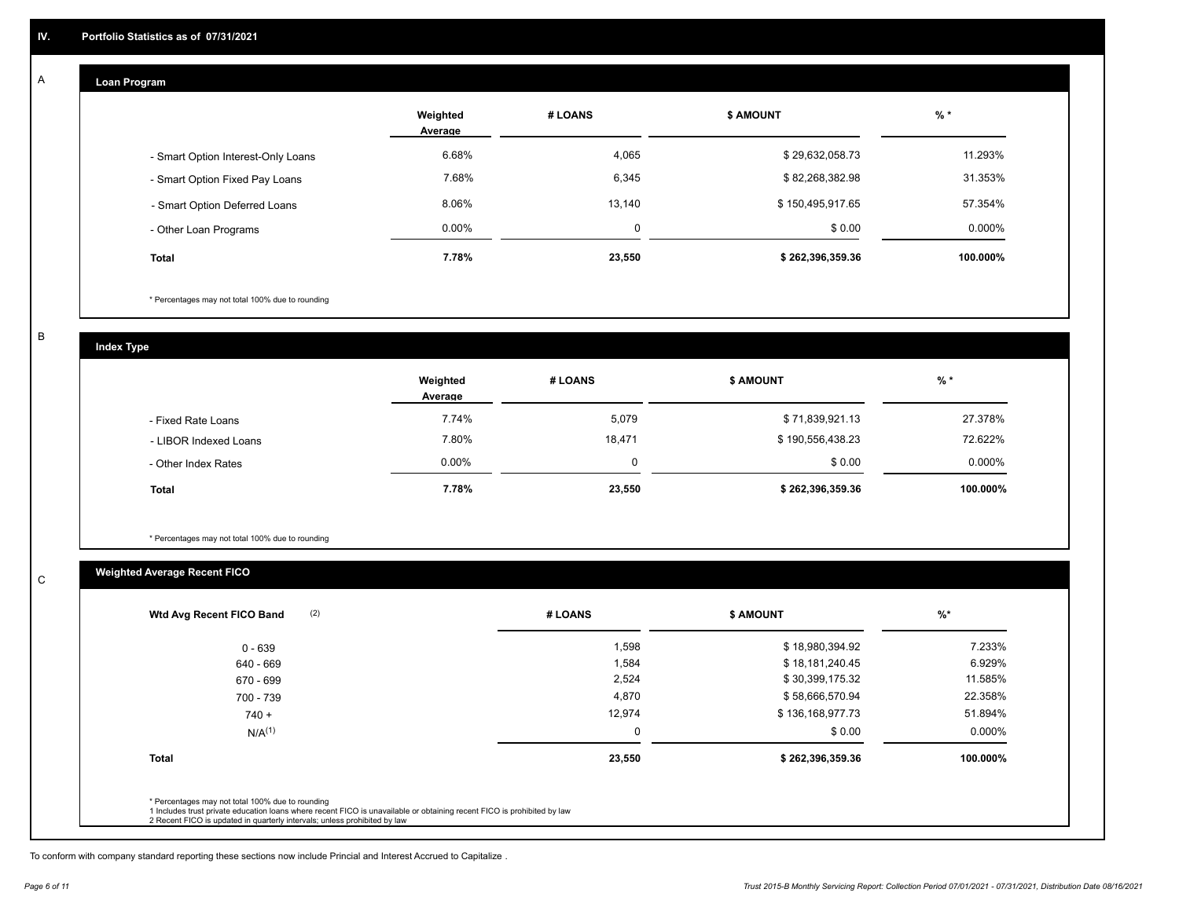## IV. Portfolio Statistics as of 07/31/2021

### A Loan Program

| | Weighted Average | # LOANS | $ AMOUNT | % * |
|---|---|---|---|---|
| - Smart Option Interest-Only Loans | 6.68% | 4,065 | $ 29,632,058.73 | 11.293% |
| - Smart Option Fixed Pay Loans | 7.68% | 6,345 | $ 82,268,382.98 | 31.353% |
| - Smart Option Deferred Loans | 8.06% | 13,140 | $ 150,495,917.65 | 57.354% |
| - Other Loan Programs | 0.00% | 0 | $ 0.00 | 0.000% |
| **Total** | **7.78%** | **23,550** | **$ 262,396,359.36** | **100.000%** |

* Percentages may not total 100% due to rounding

### B Index Type

| | Weighted Average | # LOANS | $ AMOUNT | % * |
|---|---|---|---|---|
| - Fixed Rate Loans | 7.74% | 5,079 | $ 71,839,921.13 | 27.378% |
| - LIBOR Indexed Loans | 7.80% | 18,471 | $ 190,556,438.23 | 72.622% |
| - Other Index Rates | 0.00% | 0 | $ 0.00 | 0.000% |
| **Total** | **7.78%** | **23,550** | **$ 262,396,359.36** | **100.000%** |

* Percentages may not total 100% due to rounding

### C Weighted Average Recent FICO

| Wtd Avg Recent FICO Band (2) | # LOANS | $ AMOUNT | %* |
|---|---|---|---|
| 0 - 639 | 1,598 | $ 18,980,394.92 | 7.233% |
| 640 - 669 | 1,584 | $ 18,181,240.45 | 6.929% |
| 670 - 699 | 2,524 | $ 30,399,175.32 | 11.585% |
| 700 - 739 | 4,870 | $ 58,666,570.94 | 22.358% |
| 740 + | 12,974 | $ 136,168,977.73 | 51.894% |
| N/A(1) | 0 | $ 0.00 | 0.000% |
| **Total** | **23,550** | **$ 262,396,359.36** | **100.000%** |

* Percentages may not total 100% due to rounding
1 Includes trust private education loans where recent FICO is unavailable or obtaining recent FICO is prohibited by law
2 Recent FICO is updated in quarterly intervals; unless prohibited by law

To conform with company standard reporting these sections now include Princial and Interest Accrued to Capitalize .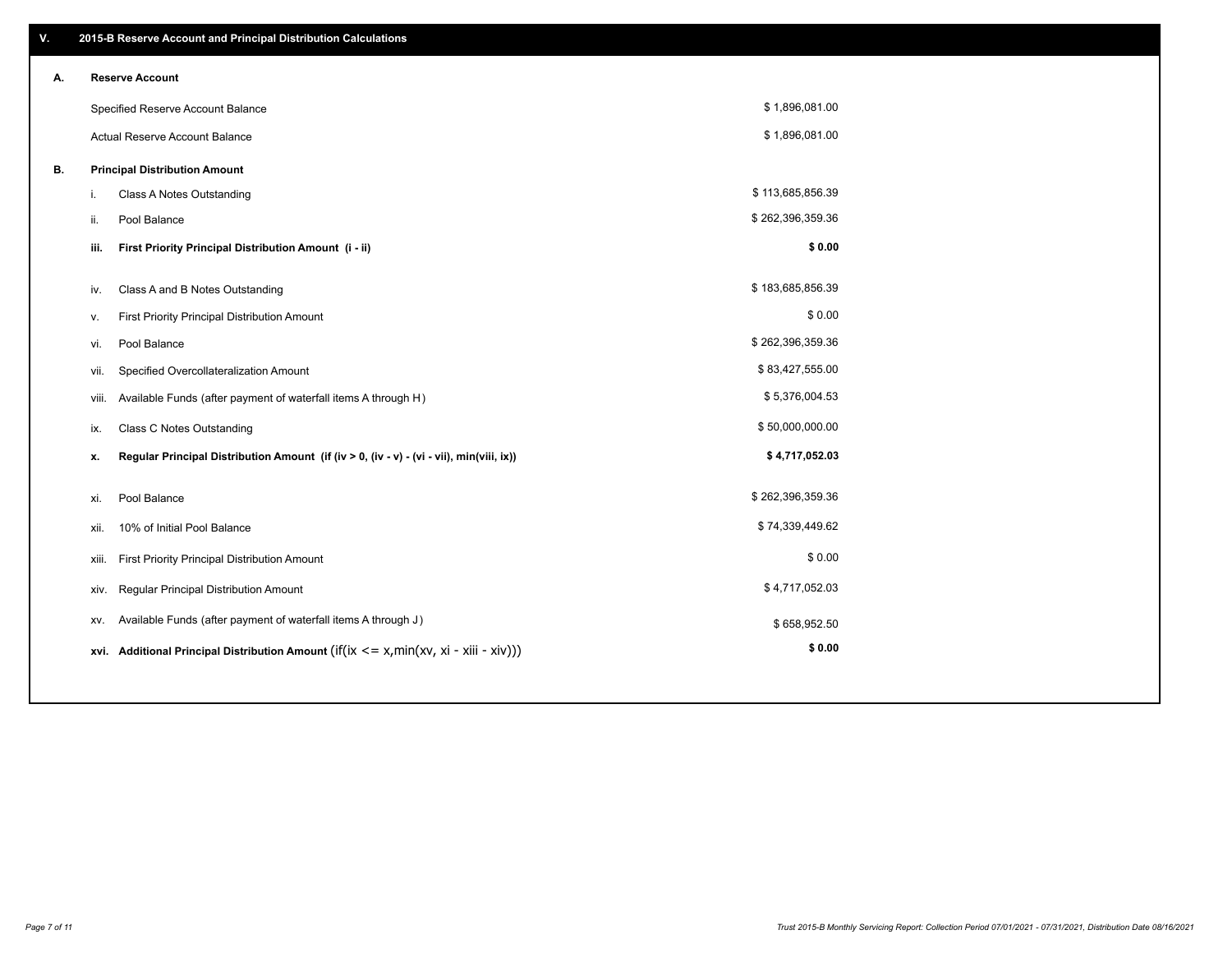## V. 2015-B Reserve Account and Principal Distribution Calculations

### A. Reserve Account

| | |
|---|---|
| Specified Reserve Account Balance | $ 1,896,081.00 |
| Actual Reserve Account Balance | $ 1,896,081.00 |

### B. Principal Distribution Amount

| | | |
|---|---|---|
| i. | Class A Notes Outstanding | $ 113,685,856.39 |
| ii. | Pool Balance | $ 262,396,359.36 |
| **iii.** | **First Priority Principal Distribution Amount (i - ii)** | **$ 0.00** |
| iv. | Class A and B Notes Outstanding | $ 183,685,856.39 |
| v. | First Priority Principal Distribution Amount | $ 0.00 |
| vi. | Pool Balance | $ 262,396,359.36 |
| vii. | Specified Overcollateralization Amount | $ 83,427,555.00 |
| viii. | Available Funds (after payment of waterfall items A through H) | $ 5,376,004.53 |
| ix. | Class C Notes Outstanding | $ 50,000,000.00 |
| **x.** | **Regular Principal Distribution Amount (if (iv > 0, (iv - v) - (vi - vii), min(viii, ix))** | **$ 4,717,052.03** |
| xi. | Pool Balance | $ 262,396,359.36 |
| xii. | 10% of Initial Pool Balance | $ 74,339,449.62 |
| xiii. | First Priority Principal Distribution Amount | $ 0.00 |
| xiv. | Regular Principal Distribution Amount | $ 4,717,052.03 |
| xv. | Available Funds (after payment of waterfall items A through J) | $ 658,952.50 |
| **xvi.** | **Additional Principal Distribution Amount** (if(ix <= x,min(xv, xi - xiii - xiv))) | **$ 0.00** |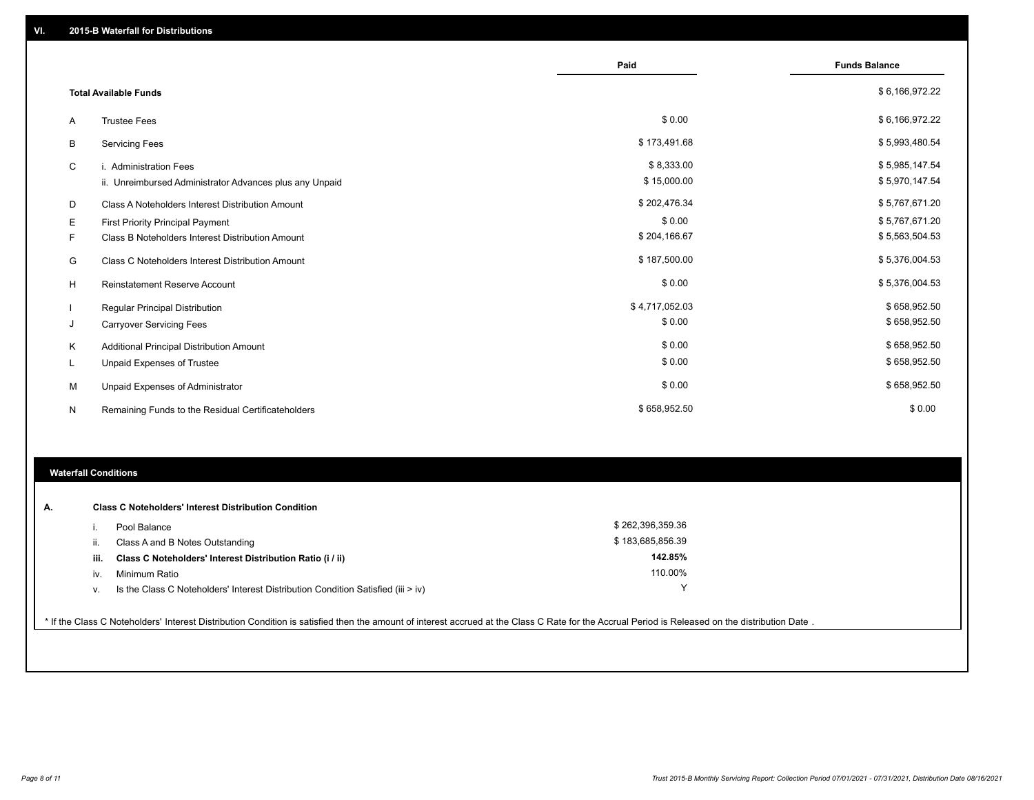## VI. 2015-B Waterfall for Distributions

| | | Paid | Funds Balance |
|---|---|---|---|
| | **Total Available Funds** | | $ 6,166,972.22 |
| A | Trustee Fees | $ 0.00 | $ 6,166,972.22 |
| B | Servicing Fees | $ 173,491.68 | $ 5,993,480.54 |
| C | i. Administration Fees | $ 8,333.00 | $ 5,985,147.54 |
| | ii. Unreimbursed Administrator Advances plus any Unpaid | $ 15,000.00 | $ 5,970,147.54 |
| D | Class A Noteholders Interest Distribution Amount | $ 202,476.34 | $ 5,767,671.20 |
| E | First Priority Principal Payment | $ 0.00 | $ 5,767,671.20 |
| F | Class B Noteholders Interest Distribution Amount | $ 204,166.67 | $ 5,563,504.53 |
| G | Class C Noteholders Interest Distribution Amount | $ 187,500.00 | $ 5,376,004.53 |
| H | Reinstatement Reserve Account | $ 0.00 | $ 5,376,004.53 |
| I | Regular Principal Distribution | $ 4,717,052.03 | $ 658,952.50 |
| J | Carryover Servicing Fees | $ 0.00 | $ 658,952.50 |
| K | Additional Principal Distribution Amount | $ 0.00 | $ 658,952.50 |
| L | Unpaid Expenses of Trustee | $ 0.00 | $ 658,952.50 |
| M | Unpaid Expenses of Administrator | $ 0.00 | $ 658,952.50 |
| N | Remaining Funds to the Residual Certificateholders | $ 658,952.50 | $ 0.00 |

### Waterfall Conditions

**A. Class C Noteholders' Interest Distribution Condition**

| | | |
|---|---|---|
| i. | Pool Balance | $ 262,396,359.36 |
| ii. | Class A and B Notes Outstanding | $ 183,685,856.39 |
| **iii.** | **Class C Noteholders' Interest Distribution Ratio (i / ii)** | **142.85%** |
| iv. | Minimum Ratio | 110.00% |
| v. | Is the Class C Noteholders' Interest Distribution Condition Satisfied (iii > iv) | Y |

* If the Class C Noteholders' Interest Distribution Condition is satisfied then the amount of interest accrued at the Class C Rate for the Accrual Period is Released on the distribution Date .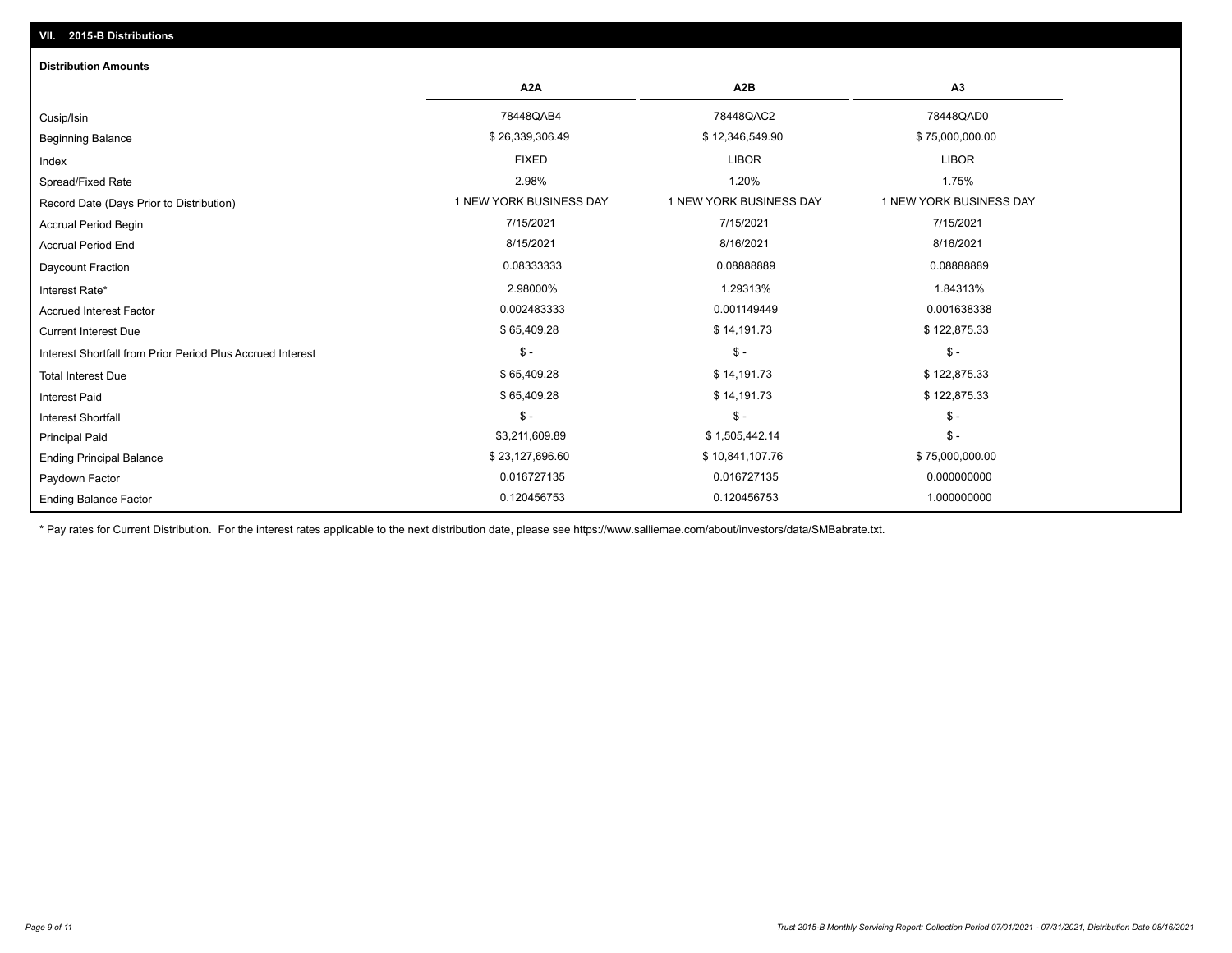## VII. 2015-B Distributions

### Distribution Amounts

| | A2A | A2B | A3 |
|---|---|---|---|
| Cusip/Isin | 78448QAB4 | 78448QAC2 | 78448QAD0 |
| Beginning Balance | $ 26,339,306.49 | $ 12,346,549.90 | $ 75,000,000.00 |
| Index | FIXED | LIBOR | LIBOR |
| Spread/Fixed Rate | 2.98% | 1.20% | 1.75% |
| Record Date (Days Prior to Distribution) | 1 NEW YORK BUSINESS DAY | 1 NEW YORK BUSINESS DAY | 1 NEW YORK BUSINESS DAY |
| Accrual Period Begin | 7/15/2021 | 7/15/2021 | 7/15/2021 |
| Accrual Period End | 8/15/2021 | 8/16/2021 | 8/16/2021 |
| Daycount Fraction | 0.08333333 | 0.08888889 | 0.08888889 |
| Interest Rate* | 2.98000% | 1.29313% | 1.84313% |
| Accrued Interest Factor | 0.002483333 | 0.001149449 | 0.001638338 |
| Current Interest Due | $ 65,409.28 | $ 14,191.73 | $ 122,875.33 |
| Interest Shortfall from Prior Period Plus Accrued Interest | $ - | $ - | $ - |
| Total Interest Due | $ 65,409.28 | $ 14,191.73 | $ 122,875.33 |
| Interest Paid | $ 65,409.28 | $ 14,191.73 | $ 122,875.33 |
| Interest Shortfall | $ - | $ - | $ - |
| Principal Paid | $3,211,609.89 | $ 1,505,442.14 | $ - |
| Ending Principal Balance | $ 23,127,696.60 | $ 10,841,107.76 | $ 75,000,000.00 |
| Paydown Factor | 0.016727135 | 0.016727135 | 0.000000000 |
| Ending Balance Factor | 0.120456753 | 0.120456753 | 1.000000000 |

* Pay rates for Current Distribution. For the interest rates applicable to the next distribution date, please see https://www.salliemae.com/about/investors/data/SMBabrate.txt.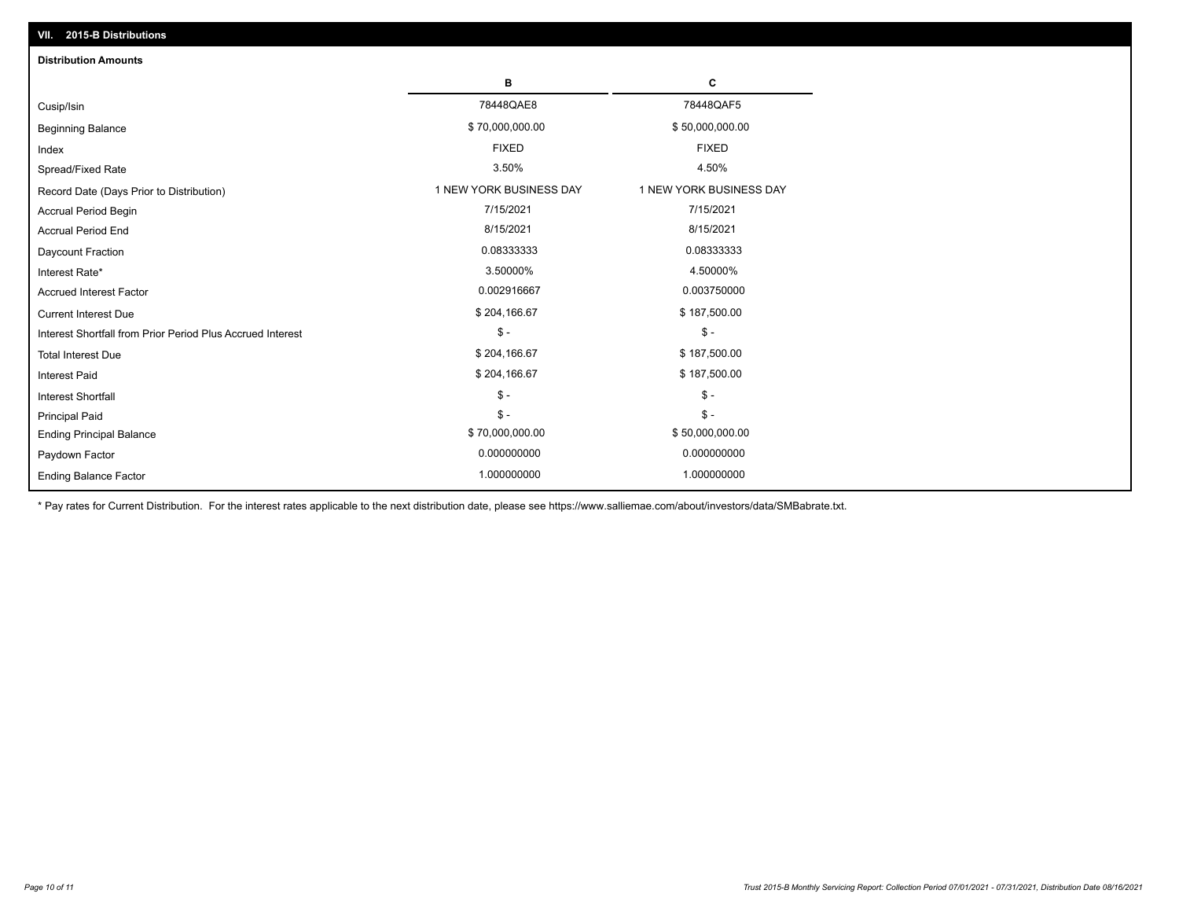## VII. 2015-B Distributions

### Distribution Amounts

| | B | C |
|---|---|---|
| Cusip/Isin | 78448QAE8 | 78448QAF5 |
| Beginning Balance | $ 70,000,000.00 | $ 50,000,000.00 |
| Index | FIXED | FIXED |
| Spread/Fixed Rate | 3.50% | 4.50% |
| Record Date (Days Prior to Distribution) | 1 NEW YORK BUSINESS DAY | 1 NEW YORK BUSINESS DAY |
| Accrual Period Begin | 7/15/2021 | 7/15/2021 |
| Accrual Period End | 8/15/2021 | 8/15/2021 |
| Daycount Fraction | 0.08333333 | 0.08333333 |
| Interest Rate* | 3.50000% | 4.50000% |
| Accrued Interest Factor | 0.002916667 | 0.003750000 |
| Current Interest Due | $ 204,166.67 | $ 187,500.00 |
| Interest Shortfall from Prior Period Plus Accrued Interest | $ - | $ - |
| Total Interest Due | $ 204,166.67 | $ 187,500.00 |
| Interest Paid | $ 204,166.67 | $ 187,500.00 |
| Interest Shortfall | $ - | $ - |
| Principal Paid | $ - | $ - |
| Ending Principal Balance | $ 70,000,000.00 | $ 50,000,000.00 |
| Paydown Factor | 0.000000000 | 0.000000000 |
| Ending Balance Factor | 1.000000000 | 1.000000000 |

* Pay rates for Current Distribution. For the interest rates applicable to the next distribution date, please see https://www.salliemae.com/about/investors/data/SMBabrate.txt.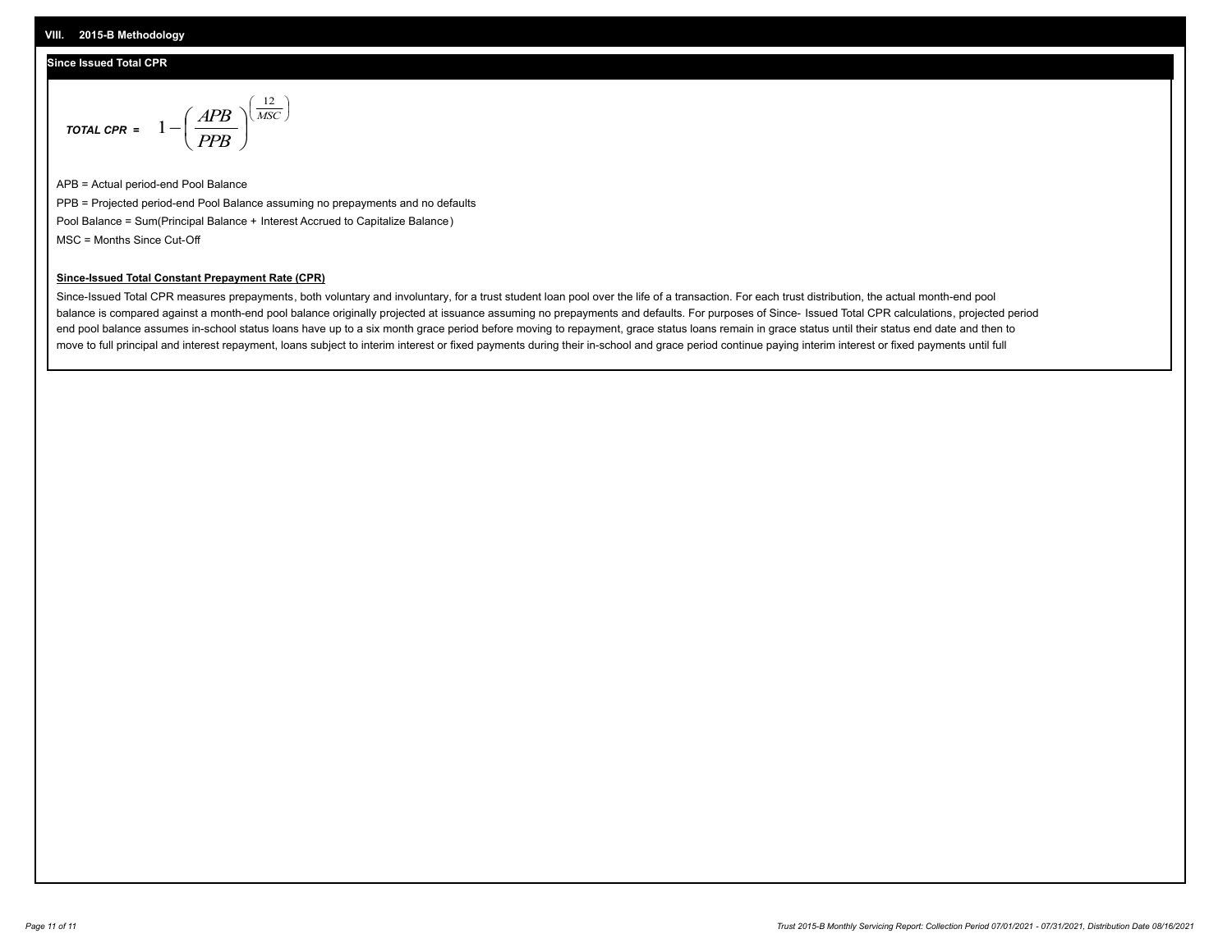## VIII. 2015-B Methodology

### Since Issued Total CPR

$$\textbf{TOTAL CPR} = 1 - \left(\frac{APB}{PPB}\right)^{\left(\frac{12}{MSC}\right)}$$

APB = Actual period-end Pool Balance

PPB = Projected period-end Pool Balance assuming no prepayments and no defaults

Pool Balance = Sum(Principal Balance + Interest Accrued to Capitalize Balance)

MSC = Months Since Cut-Off

**Since-Issued Total Constant Prepayment Rate (CPR)**

Since-Issued Total CPR measures prepayments, both voluntary and involuntary, for a trust student loan pool over the life of a transaction. For each trust distribution, the actual month-end pool balance is compared against a month-end pool balance originally projected at issuance assuming no prepayments and defaults. For purposes of Since- Issued Total CPR calculations, projected period end pool balance assumes in-school status loans have up to a six month grace period before moving to repayment, grace status loans remain in grace status until their status end date and then to move to full principal and interest repayment, loans subject to interim interest or fixed payments during their in-school and grace period continue paying interim interest or fixed payments until full